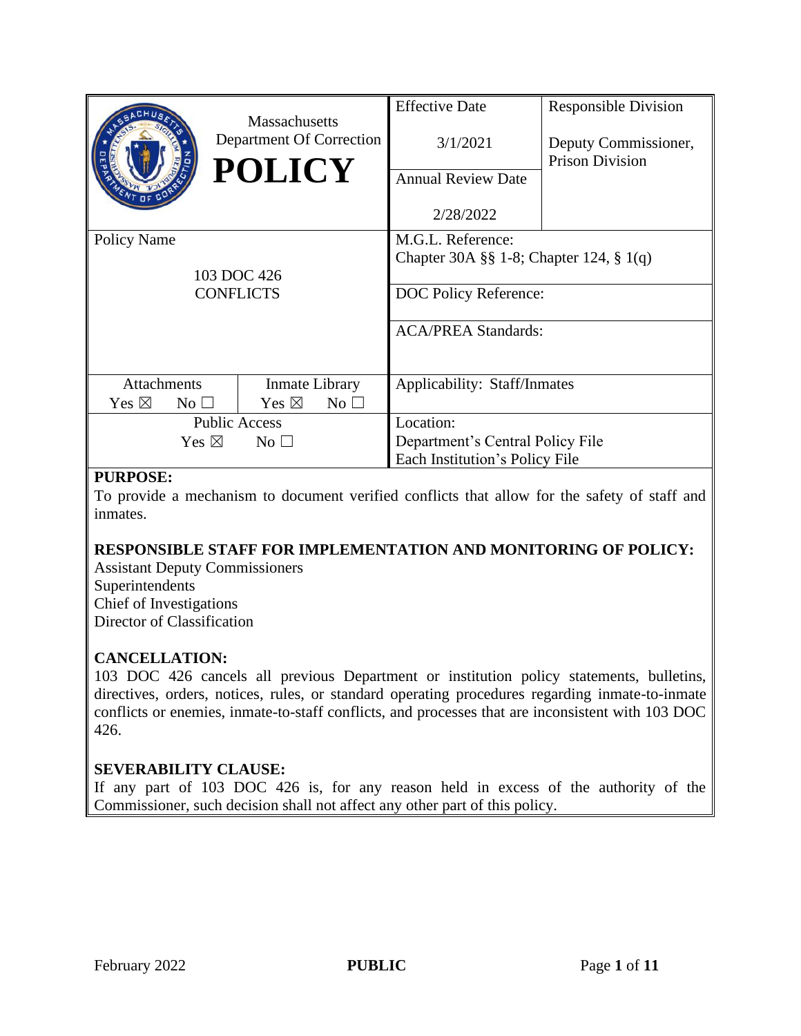| Massachusetts Department Of Correction **POLICY** | Effective Date<br><br>3/1/2021 | Responsible Division<br><br>Deputy Commissioner, Prison Division |
|---|---|---|
| | Annual Review Date<br><br>2/28/2022 | |
| Policy Name<br><br>103 DOC 426<br>CONFLICTS | M.G.L. Reference:<br>Chapter 30A §§ 1-8; Chapter 124, § 1(q) | |
| | DOC Policy Reference: | |
| | ACA/PREA Standards: | |
| Attachments: Yes ☒ No ☐ / Inmate Library: Yes ☒ No ☐ | Applicability: Staff/Inmates | |
| Public Access: Yes ☒ No ☐ | Location:<br>Department's Central Policy File<br>Each Institution's Policy File | |

**PURPOSE:**
To provide a mechanism to document verified conflicts that allow for the safety of staff and inmates.

**RESPONSIBLE STAFF FOR IMPLEMENTATION AND MONITORING OF POLICY:**
Assistant Deputy Commissioners
Superintendents
Chief of Investigations
Director of Classification

**CANCELLATION:**
103 DOC 426 cancels all previous Department or institution policy statements, bulletins, directives, orders, notices, rules, or standard operating procedures regarding inmate-to-inmate conflicts or enemies, inmate-to-staff conflicts, and processes that are inconsistent with 103 DOC 426.

**SEVERABILITY CLAUSE:**
If any part of 103 DOC 426 is, for any reason held in excess of the authority of the Commissioner, such decision shall not affect any other part of this policy.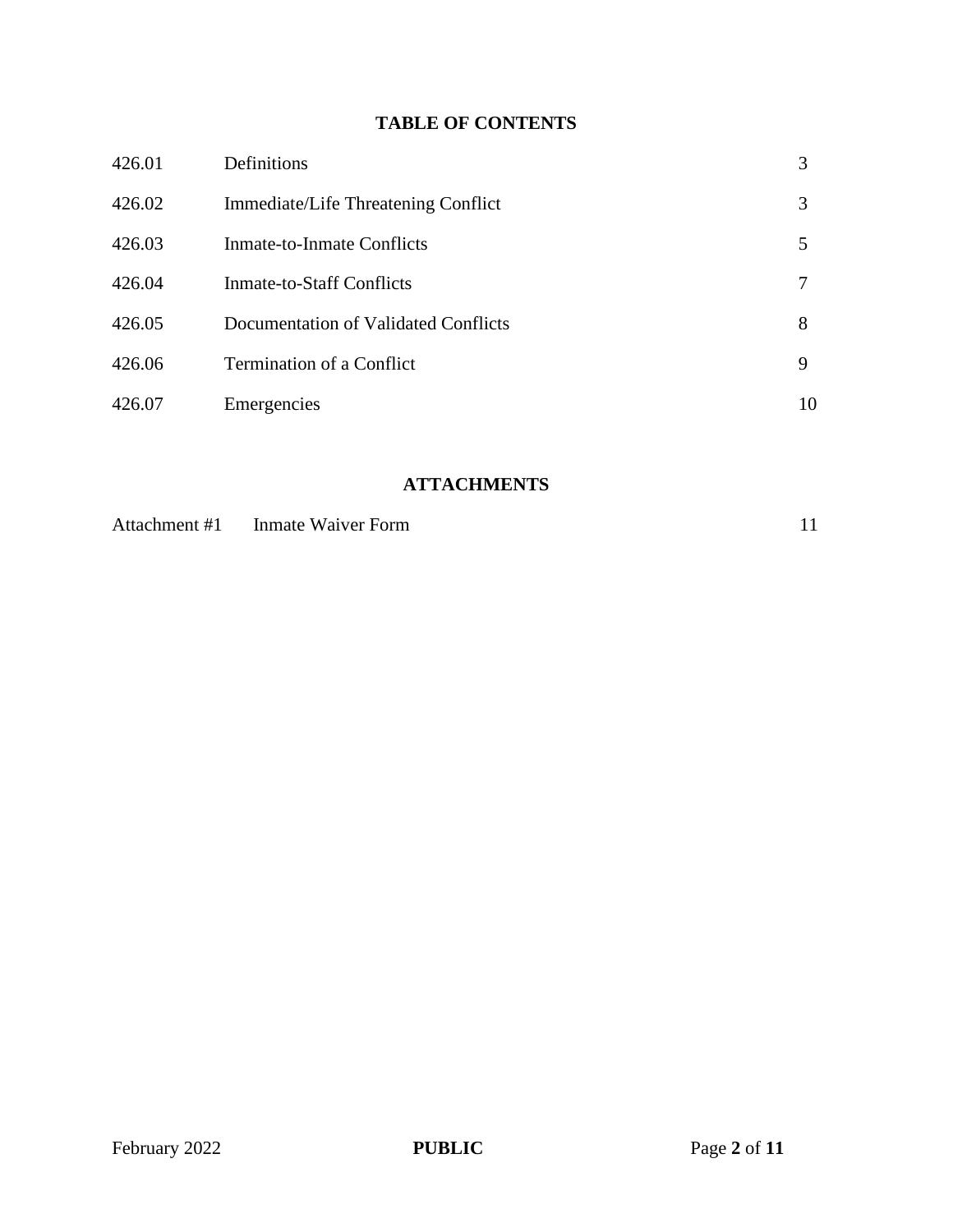## TABLE OF CONTENTS

| | | |
|---|---|---|
| 426.01 | Definitions | 3 |
| 426.02 | Immediate/Life Threatening Conflict | 3 |
| 426.03 | Inmate-to-Inmate Conflicts | 5 |
| 426.04 | Inmate-to-Staff Conflicts | 7 |
| 426.05 | Documentation of Validated Conflicts | 8 |
| 426.06 | Termination of a Conflict | 9 |
| 426.07 | Emergencies | 10 |

## ATTACHMENTS

| | | |
|---|---|---|
| Attachment #1 | Inmate Waiver Form | 11 |

PUBLIC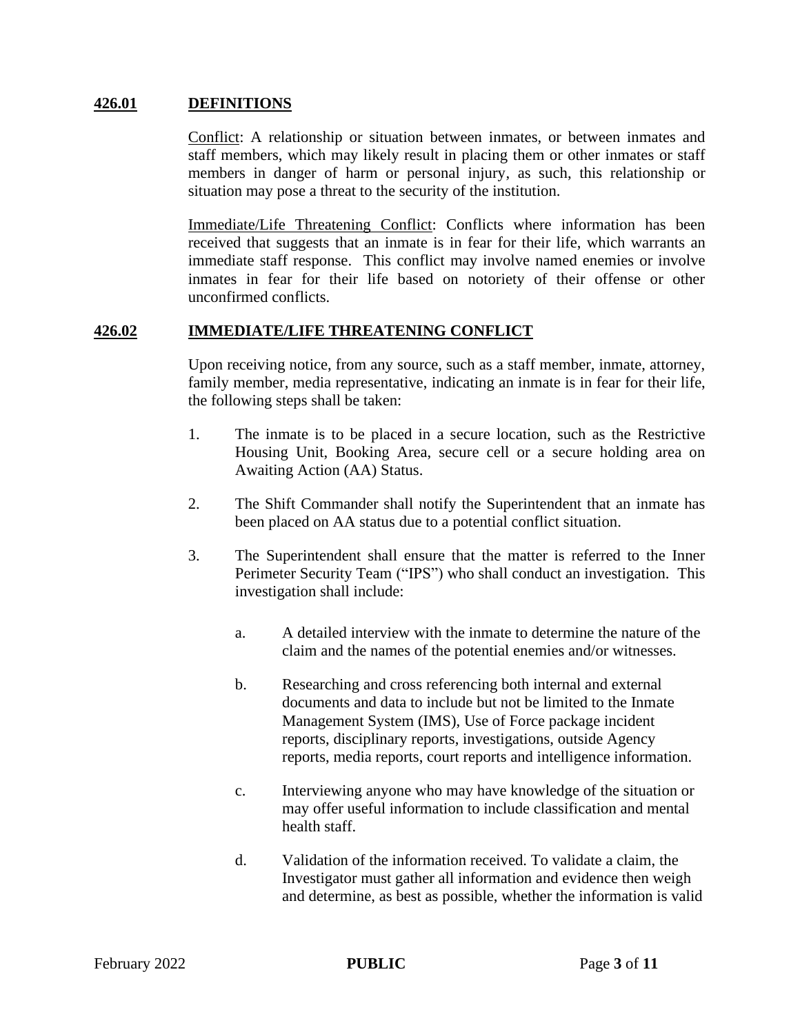## 426.01 DEFINITIONS

Conflict: A relationship or situation between inmates, or between inmates and staff members, which may likely result in placing them or other inmates or staff members in danger of harm or personal injury, as such, this relationship or situation may pose a threat to the security of the institution.

Immediate/Life Threatening Conflict: Conflicts where information has been received that suggests that an inmate is in fear for their life, which warrants an immediate staff response. This conflict may involve named enemies or involve inmates in fear for their life based on notoriety of their offense or other unconfirmed conflicts.

## 426.02 IMMEDIATE/LIFE THREATENING CONFLICT

Upon receiving notice, from any source, such as a staff member, inmate, attorney, family member, media representative, indicating an inmate is in fear for their life, the following steps shall be taken:

1. The inmate is to be placed in a secure location, such as the Restrictive Housing Unit, Booking Area, secure cell or a secure holding area on Awaiting Action (AA) Status.

2. The Shift Commander shall notify the Superintendent that an inmate has been placed on AA status due to a potential conflict situation.

3. The Superintendent shall ensure that the matter is referred to the Inner Perimeter Security Team ("IPS") who shall conduct an investigation. This investigation shall include:

   a. A detailed interview with the inmate to determine the nature of the claim and the names of the potential enemies and/or witnesses.

   b. Researching and cross referencing both internal and external documents and data to include but not be limited to the Inmate Management System (IMS), Use of Force package incident reports, disciplinary reports, investigations, outside Agency reports, media reports, court reports and intelligence information.

   c. Interviewing anyone who may have knowledge of the situation or may offer useful information to include classification and mental health staff.

   d. Validation of the information received. To validate a claim, the Investigator must gather all information and evidence then weigh and determine, as best as possible, whether the information is valid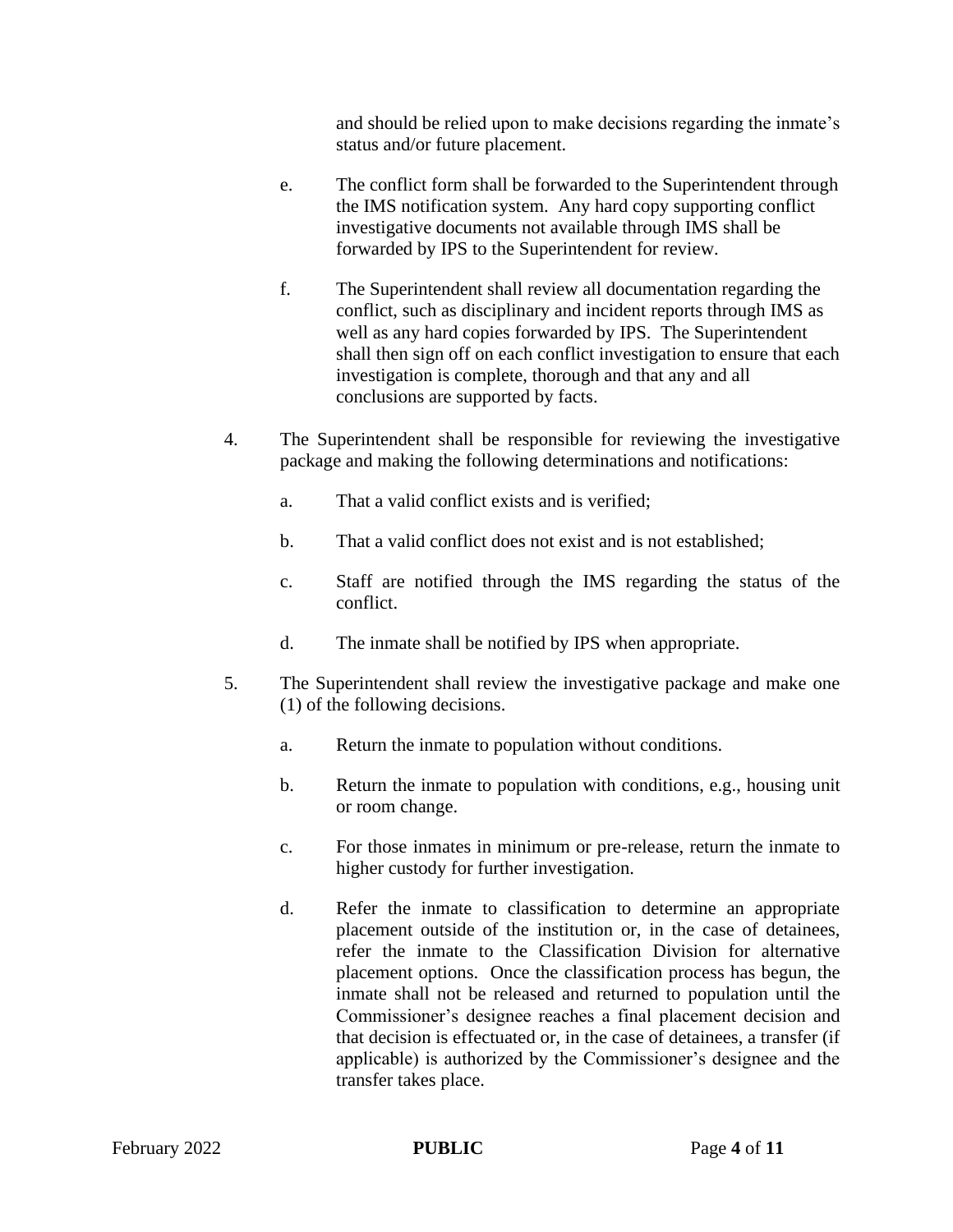and should be relied upon to make decisions regarding the inmate's status and/or future placement.

e. The conflict form shall be forwarded to the Superintendent through the IMS notification system. Any hard copy supporting conflict investigative documents not available through IMS shall be forwarded by IPS to the Superintendent for review.

f. The Superintendent shall review all documentation regarding the conflict, such as disciplinary and incident reports through IMS as well as any hard copies forwarded by IPS. The Superintendent shall then sign off on each conflict investigation to ensure that each investigation is complete, thorough and that any and all conclusions are supported by facts.

4. The Superintendent shall be responsible for reviewing the investigative package and making the following determinations and notifications:

   a. That a valid conflict exists and is verified;

   b. That a valid conflict does not exist and is not established;

   c. Staff are notified through the IMS regarding the status of the conflict.

   d. The inmate shall be notified by IPS when appropriate.

5. The Superintendent shall review the investigative package and make one (1) of the following decisions.

   a. Return the inmate to population without conditions.

   b. Return the inmate to population with conditions, e.g., housing unit or room change.

   c. For those inmates in minimum or pre-release, return the inmate to higher custody for further investigation.

   d. Refer the inmate to classification to determine an appropriate placement outside of the institution or, in the case of detainees, refer the inmate to the Classification Division for alternative placement options. Once the classification process has begun, the inmate shall not be released and returned to population until the Commissioner's designee reaches a final placement decision and that decision is effectuated or, in the case of detainees, a transfer (if applicable) is authorized by the Commissioner's designee and the transfer takes place.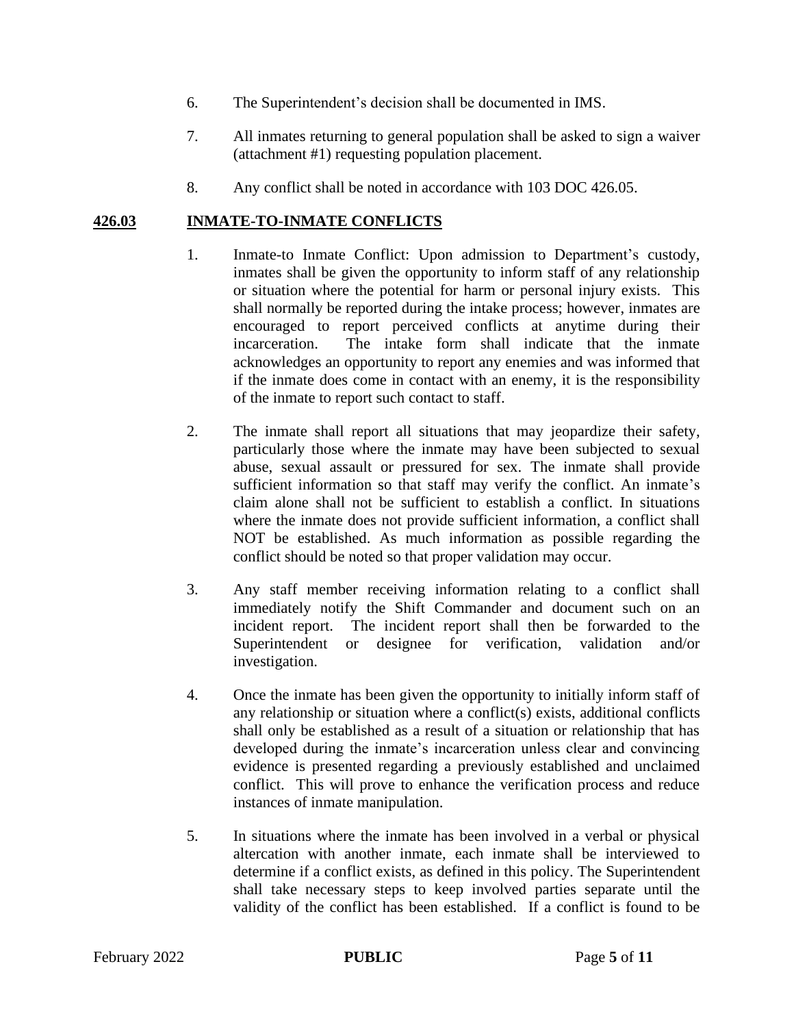6. The Superintendent's decision shall be documented in IMS.

7. All inmates returning to general population shall be asked to sign a waiver (attachment #1) requesting population placement.

8. Any conflict shall be noted in accordance with 103 DOC 426.05.

## 426.03 INMATE-TO-INMATE CONFLICTS

1. Inmate-to Inmate Conflict: Upon admission to Department's custody, inmates shall be given the opportunity to inform staff of any relationship or situation where the potential for harm or personal injury exists. This shall normally be reported during the intake process; however, inmates are encouraged to report perceived conflicts at anytime during their incarceration. The intake form shall indicate that the inmate acknowledges an opportunity to report any enemies and was informed that if the inmate does come in contact with an enemy, it is the responsibility of the inmate to report such contact to staff.

2. The inmate shall report all situations that may jeopardize their safety, particularly those where the inmate may have been subjected to sexual abuse, sexual assault or pressured for sex. The inmate shall provide sufficient information so that staff may verify the conflict. An inmate's claim alone shall not be sufficient to establish a conflict. In situations where the inmate does not provide sufficient information, a conflict shall NOT be established. As much information as possible regarding the conflict should be noted so that proper validation may occur.

3. Any staff member receiving information relating to a conflict shall immediately notify the Shift Commander and document such on an incident report. The incident report shall then be forwarded to the Superintendent or designee for verification, validation and/or investigation.

4. Once the inmate has been given the opportunity to initially inform staff of any relationship or situation where a conflict(s) exists, additional conflicts shall only be established as a result of a situation or relationship that has developed during the inmate's incarceration unless clear and convincing evidence is presented regarding a previously established and unclaimed conflict. This will prove to enhance the verification process and reduce instances of inmate manipulation.

5. In situations where the inmate has been involved in a verbal or physical altercation with another inmate, each inmate shall be interviewed to determine if a conflict exists, as defined in this policy. The Superintendent shall take necessary steps to keep involved parties separate until the validity of the conflict has been established. If a conflict is found to be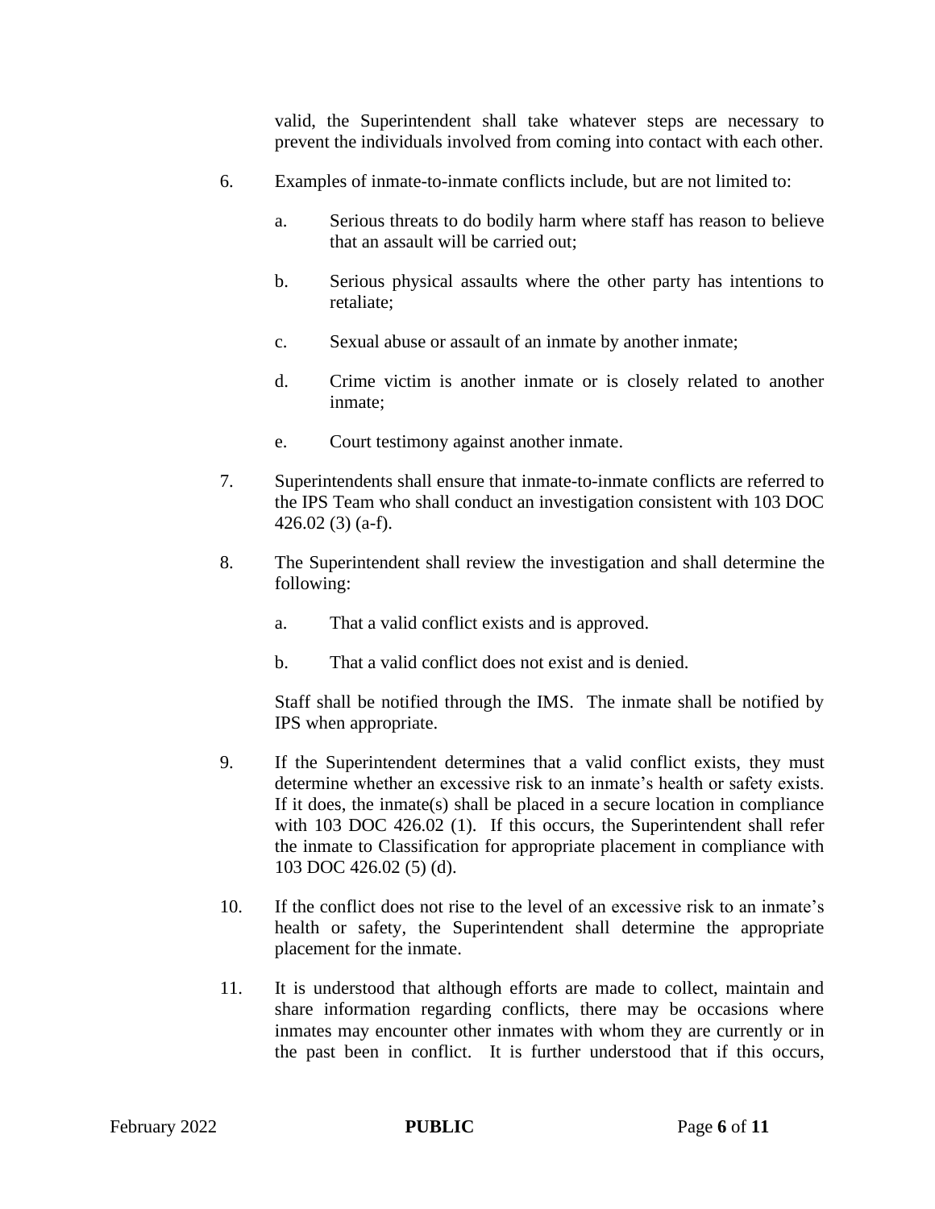valid, the Superintendent shall take whatever steps are necessary to prevent the individuals involved from coming into contact with each other.

6. Examples of inmate-to-inmate conflicts include, but are not limited to:

   a. Serious threats to do bodily harm where staff has reason to believe that an assault will be carried out;

   b. Serious physical assaults where the other party has intentions to retaliate;

   c. Sexual abuse or assault of an inmate by another inmate;

   d. Crime victim is another inmate or is closely related to another inmate;

   e. Court testimony against another inmate.

7. Superintendents shall ensure that inmate-to-inmate conflicts are referred to the IPS Team who shall conduct an investigation consistent with 103 DOC 426.02 (3) (a-f).

8. The Superintendent shall review the investigation and shall determine the following:

   a. That a valid conflict exists and is approved.

   b. That a valid conflict does not exist and is denied.

   Staff shall be notified through the IMS. The inmate shall be notified by IPS when appropriate.

9. If the Superintendent determines that a valid conflict exists, they must determine whether an excessive risk to an inmate's health or safety exists. If it does, the inmate(s) shall be placed in a secure location in compliance with 103 DOC 426.02 (1). If this occurs, the Superintendent shall refer the inmate to Classification for appropriate placement in compliance with 103 DOC 426.02 (5) (d).

10. If the conflict does not rise to the level of an excessive risk to an inmate's health or safety, the Superintendent shall determine the appropriate placement for the inmate.

11. It is understood that although efforts are made to collect, maintain and share information regarding conflicts, there may be occasions where inmates may encounter other inmates with whom they are currently or in the past been in conflict. It is further understood that if this occurs,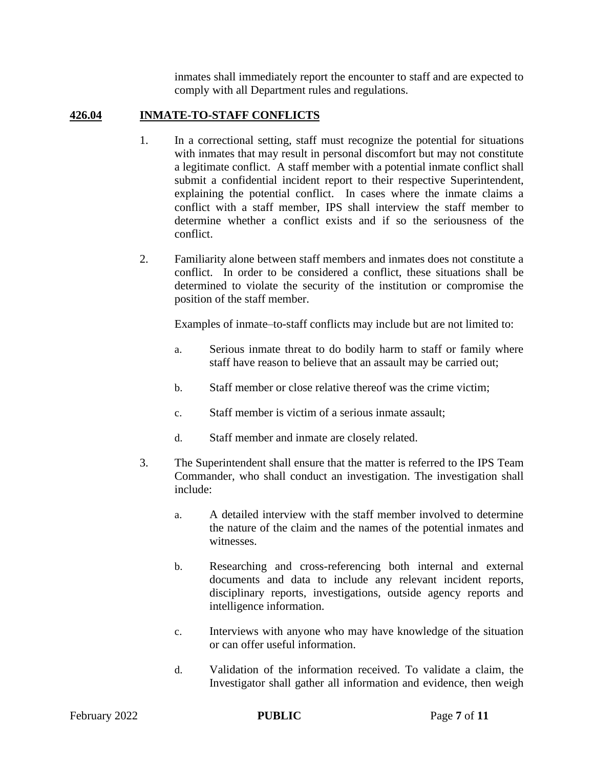inmates shall immediately report the encounter to staff and are expected to comply with all Department rules and regulations.

## 426.04 INMATE-TO-STAFF CONFLICTS

1. In a correctional setting, staff must recognize the potential for situations with inmates that may result in personal discomfort but may not constitute a legitimate conflict. A staff member with a potential inmate conflict shall submit a confidential incident report to their respective Superintendent, explaining the potential conflict. In cases where the inmate claims a conflict with a staff member, IPS shall interview the staff member to determine whether a conflict exists and if so the seriousness of the conflict.

2. Familiarity alone between staff members and inmates does not constitute a conflict. In order to be considered a conflict, these situations shall be determined to violate the security of the institution or compromise the position of the staff member.

   Examples of inmate–to-staff conflicts may include but are not limited to:

   a. Serious inmate threat to do bodily harm to staff or family where staff have reason to believe that an assault may be carried out;

   b. Staff member or close relative thereof was the crime victim;

   c. Staff member is victim of a serious inmate assault;

   d. Staff member and inmate are closely related.

3. The Superintendent shall ensure that the matter is referred to the IPS Team Commander, who shall conduct an investigation. The investigation shall include:

   a. A detailed interview with the staff member involved to determine the nature of the claim and the names of the potential inmates and witnesses.

   b. Researching and cross-referencing both internal and external documents and data to include any relevant incident reports, disciplinary reports, investigations, outside agency reports and intelligence information.

   c. Interviews with anyone who may have knowledge of the situation or can offer useful information.

   d. Validation of the information received. To validate a claim, the Investigator shall gather all information and evidence, then weigh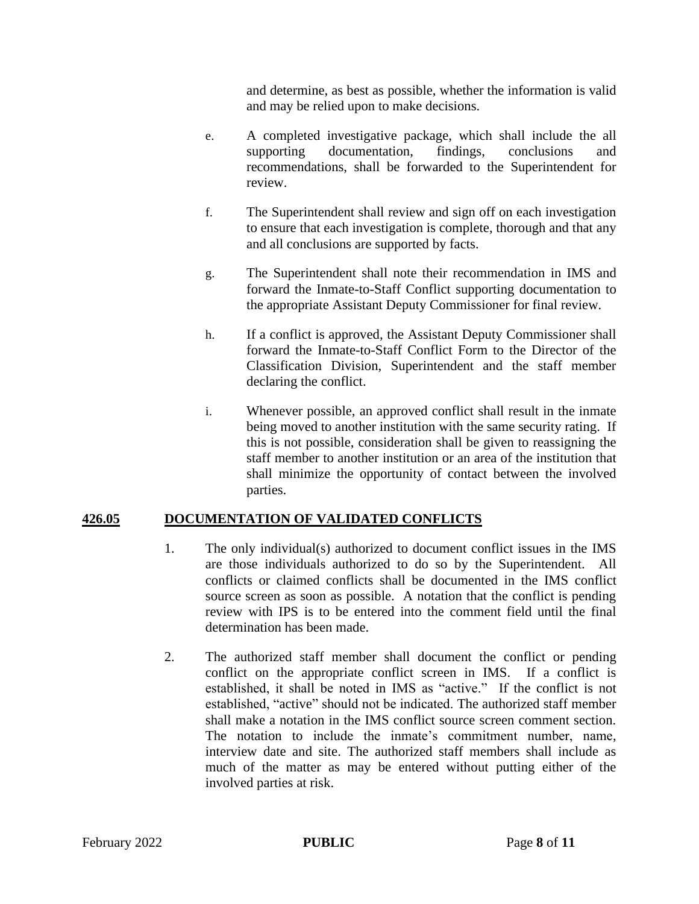and determine, as best as possible, whether the information is valid and may be relied upon to make decisions.

e. A completed investigative package, which shall include the all supporting documentation, findings, conclusions and recommendations, shall be forwarded to the Superintendent for review.

f. The Superintendent shall review and sign off on each investigation to ensure that each investigation is complete, thorough and that any and all conclusions are supported by facts.

g. The Superintendent shall note their recommendation in IMS and forward the Inmate-to-Staff Conflict supporting documentation to the appropriate Assistant Deputy Commissioner for final review.

h. If a conflict is approved, the Assistant Deputy Commissioner shall forward the Inmate-to-Staff Conflict Form to the Director of the Classification Division, Superintendent and the staff member declaring the conflict.

i. Whenever possible, an approved conflict shall result in the inmate being moved to another institution with the same security rating. If this is not possible, consideration shall be given to reassigning the staff member to another institution or an area of the institution that shall minimize the opportunity of contact between the involved parties.

## 426.05 DOCUMENTATION OF VALIDATED CONFLICTS

1. The only individual(s) authorized to document conflict issues in the IMS are those individuals authorized to do so by the Superintendent. All conflicts or claimed conflicts shall be documented in the IMS conflict source screen as soon as possible. A notation that the conflict is pending review with IPS is to be entered into the comment field until the final determination has been made.

2. The authorized staff member shall document the conflict or pending conflict on the appropriate conflict screen in IMS. If a conflict is established, it shall be noted in IMS as "active." If the conflict is not established, "active" should not be indicated. The authorized staff member shall make a notation in the IMS conflict source screen comment section. The notation to include the inmate's commitment number, name, interview date and site. The authorized staff members shall include as much of the matter as may be entered without putting either of the involved parties at risk.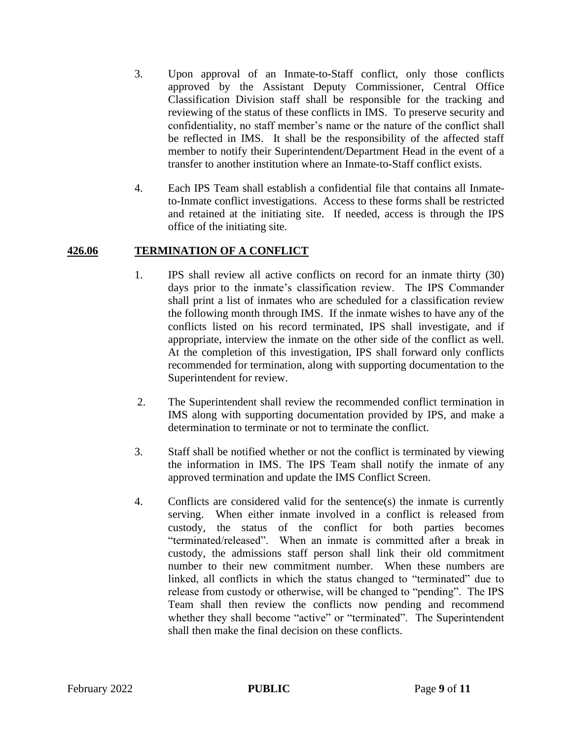3. Upon approval of an Inmate-to-Staff conflict, only those conflicts approved by the Assistant Deputy Commissioner, Central Office Classification Division staff shall be responsible for the tracking and reviewing of the status of these conflicts in IMS. To preserve security and confidentiality, no staff member's name or the nature of the conflict shall be reflected in IMS. It shall be the responsibility of the affected staff member to notify their Superintendent/Department Head in the event of a transfer to another institution where an Inmate-to-Staff conflict exists.

4. Each IPS Team shall establish a confidential file that contains all Inmate-to-Inmate conflict investigations. Access to these forms shall be restricted and retained at the initiating site. If needed, access is through the IPS office of the initiating site.

## 426.06 TERMINATION OF A CONFLICT

1. IPS shall review all active conflicts on record for an inmate thirty (30) days prior to the inmate's classification review. The IPS Commander shall print a list of inmates who are scheduled for a classification review the following month through IMS. If the inmate wishes to have any of the conflicts listed on his record terminated, IPS shall investigate, and if appropriate, interview the inmate on the other side of the conflict as well. At the completion of this investigation, IPS shall forward only conflicts recommended for termination, along with supporting documentation to the Superintendent for review.

2. The Superintendent shall review the recommended conflict termination in IMS along with supporting documentation provided by IPS, and make a determination to terminate or not to terminate the conflict.

3. Staff shall be notified whether or not the conflict is terminated by viewing the information in IMS. The IPS Team shall notify the inmate of any approved termination and update the IMS Conflict Screen.

4. Conflicts are considered valid for the sentence(s) the inmate is currently serving. When either inmate involved in a conflict is released from custody, the status of the conflict for both parties becomes "terminated/released". When an inmate is committed after a break in custody, the admissions staff person shall link their old commitment number to their new commitment number. When these numbers are linked, all conflicts in which the status changed to "terminated" due to release from custody or otherwise, will be changed to "pending". The IPS Team shall then review the conflicts now pending and recommend whether they shall become "active" or "terminated". The Superintendent shall then make the final decision on these conflicts.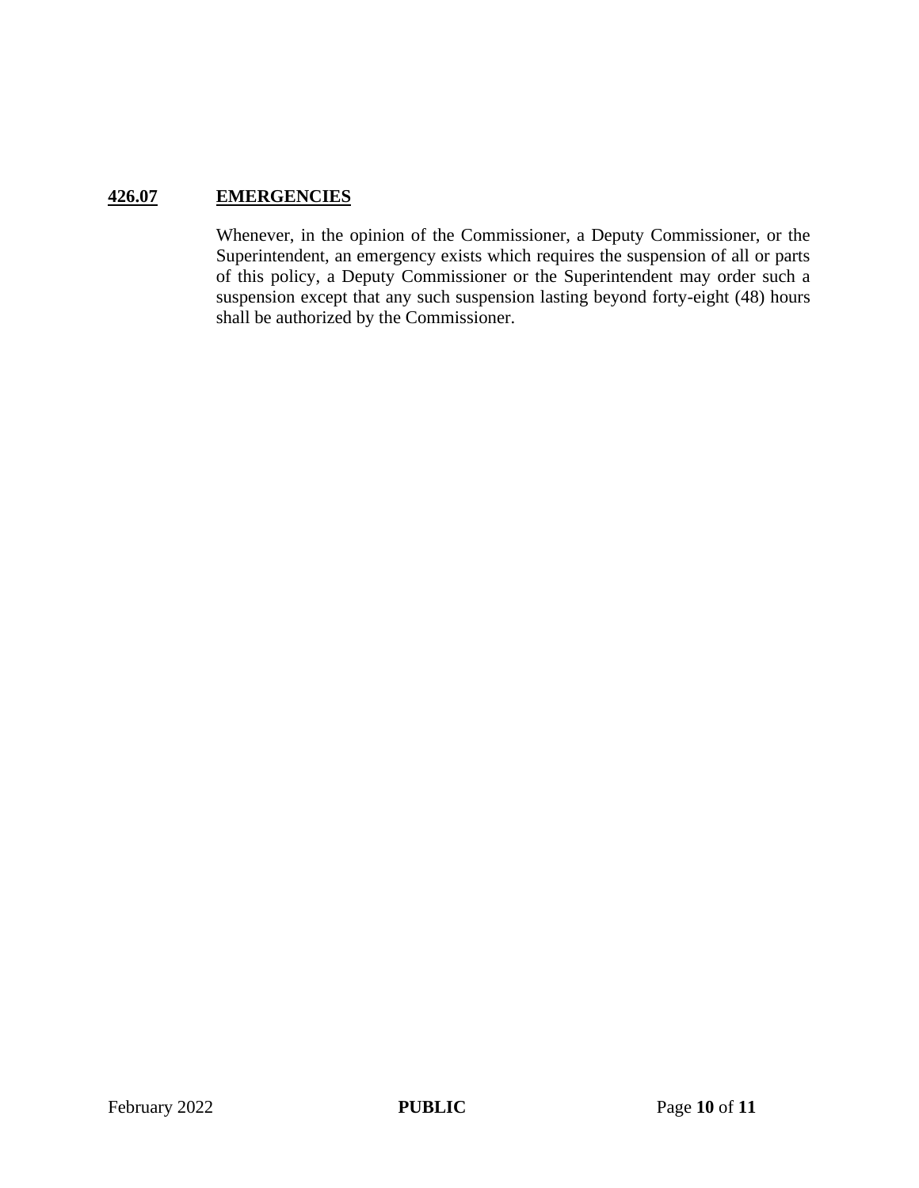## **426.07 EMERGENCIES**

Whenever, in the opinion of the Commissioner, a Deputy Commissioner, or the Superintendent, an emergency exists which requires the suspension of all or parts of this policy, a Deputy Commissioner or the Superintendent may order such a suspension except that any such suspension lasting beyond forty-eight (48) hours shall be authorized by the Commissioner.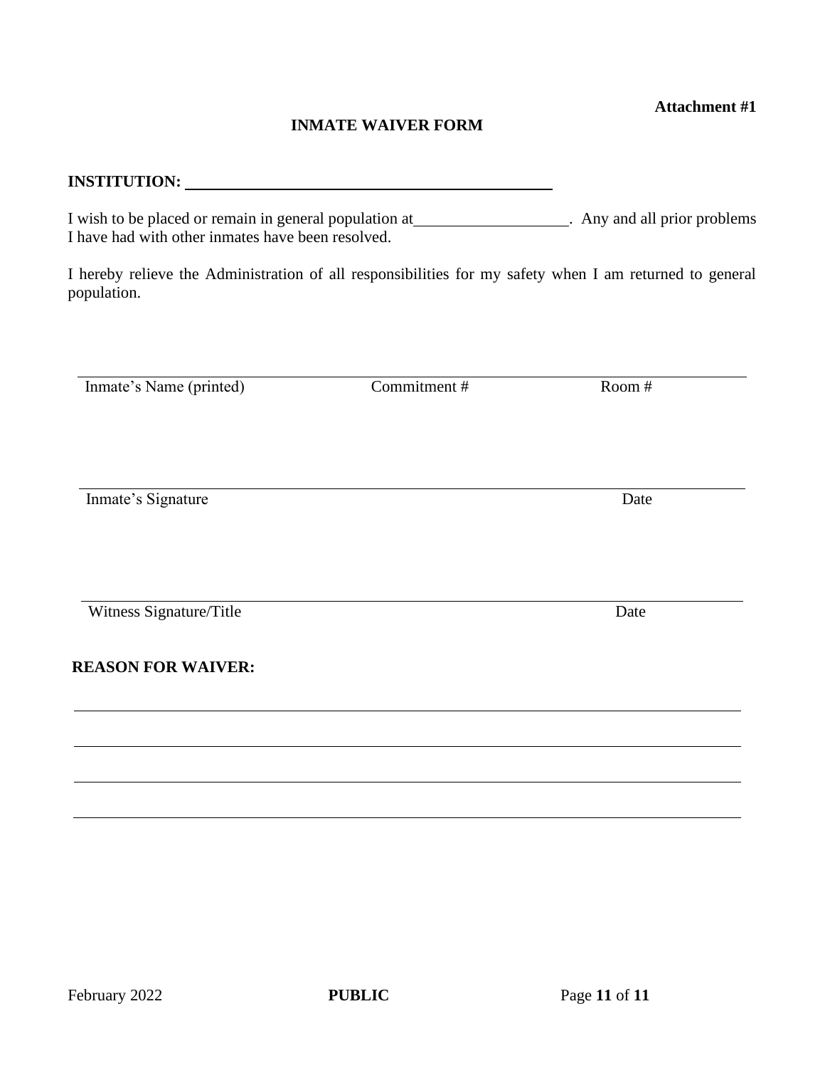**Attachment #1**

# INMATE WAIVER FORM

**INSTITUTION:** ________________________________________

I wish to be placed or remain in general population at__________________. Any and all prior problems I have had with other inmates have been resolved.

I hereby relieve the Administration of all responsibilities for my safety when I am returned to general population.

______________________________________________________________________

Inmate's Name (printed) Commitment # Room #

______________________________________________________________________

Inmate's Signature Date

______________________________________________________________________

Witness Signature/Title Date

**REASON FOR WAIVER:**

______________________________________________________________________

______________________________________________________________________

______________________________________________________________________

______________________________________________________________________

February 2022 **PUBLIC**